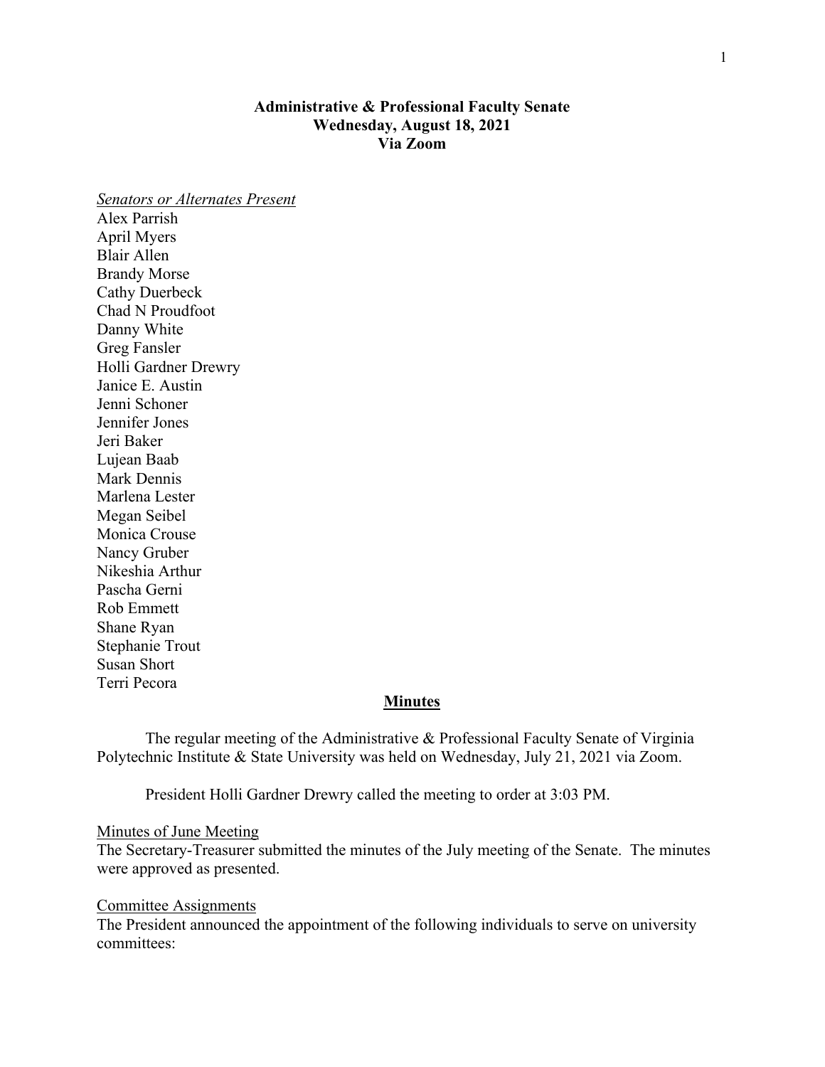# Administrative & Professional Faculty Senate
## Wednesday, August 18, 2021
## Via Zoom

*Senators or Alternates Present*

Alex Parrish
April Myers
Blair Allen
Brandy Morse
Cathy Duerbeck
Chad N Proudfoot
Danny White
Greg Fansler
Holli Gardner Drewry
Janice E. Austin
Jenni Schoner
Jennifer Jones
Jeri Baker
Lujean Baab
Mark Dennis
Marlena Lester
Megan Seibel
Monica Crouse
Nancy Gruber
Nikeshia Arthur
Pascha Gerni
Rob Emmett
Shane Ryan
Stephanie Trout
Susan Short
Terri Pecora

**Minutes**

The regular meeting of the Administrative & Professional Faculty Senate of Virginia Polytechnic Institute & State University was held on Wednesday, July 21, 2021 via Zoom.

President Holli Gardner Drewry called the meeting to order at 3:03 PM.

Minutes of June Meeting

The Secretary-Treasurer submitted the minutes of the July meeting of the Senate. The minutes were approved as presented.

Committee Assignments

The President announced the appointment of the following individuals to serve on university committees: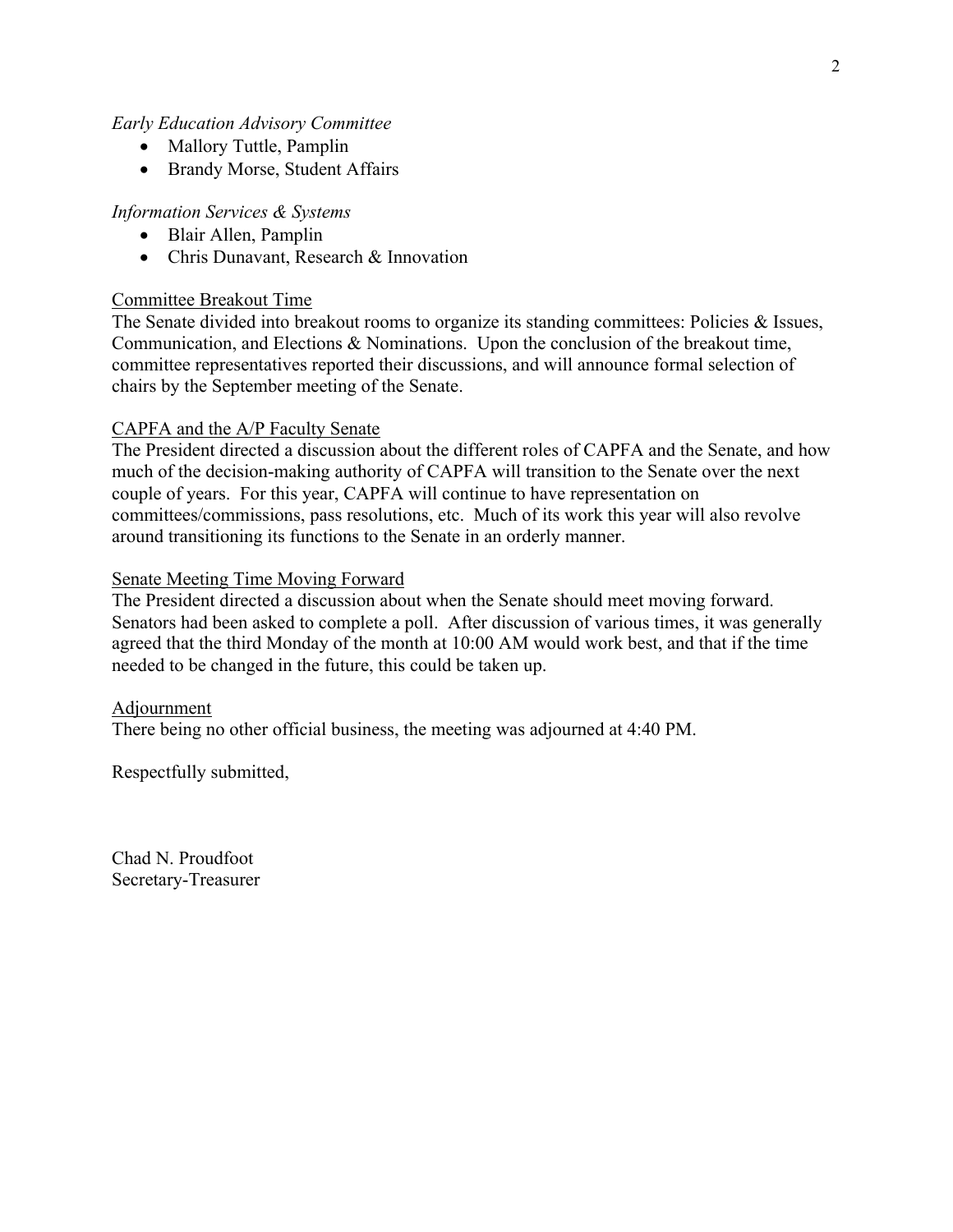*Early Education Advisory Committee*

- Mallory Tuttle, Pamplin
- Brandy Morse, Student Affairs

*Information Services & Systems*

- Blair Allen, Pamplin
- Chris Dunavant, Research & Innovation

<u>Committee Breakout Time</u>

The Senate divided into breakout rooms to organize its standing committees: Policies & Issues, Communication, and Elections & Nominations. Upon the conclusion of the breakout time, committee representatives reported their discussions, and will announce formal selection of chairs by the September meeting of the Senate.

<u>CAPFA and the A/P Faculty Senate</u>

The President directed a discussion about the different roles of CAPFA and the Senate, and how much of the decision-making authority of CAPFA will transition to the Senate over the next couple of years. For this year, CAPFA will continue to have representation on committees/commissions, pass resolutions, etc. Much of its work this year will also revolve around transitioning its functions to the Senate in an orderly manner.

<u>Senate Meeting Time Moving Forward</u>

The President directed a discussion about when the Senate should meet moving forward. Senators had been asked to complete a poll. After discussion of various times, it was generally agreed that the third Monday of the month at 10:00 AM would work best, and that if the time needed to be changed in the future, this could be taken up.

<u>Adjournment</u>

There being no other official business, the meeting was adjourned at 4:40 PM.

Respectfully submitted,

Chad N. Proudfoot
Secretary-Treasurer